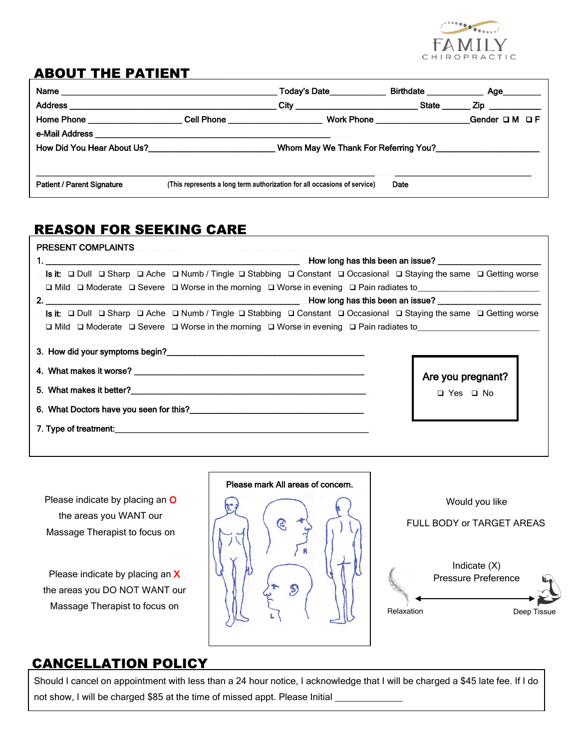FAMILY CHIROPRACTIC

## ABOUT THE PATIENT

Name ______________________________________________ Today's Date____________ Birthdate ____________ Age________

Address ____________________________________________ City __________________________ State ______ Zip ___________

Home Phone ____________________ Cell Phone ____________________ Work Phone ____________________ Gender ❑ M ❑ F

e-Mail Address ____________________________________________________

How Did You Hear About Us?___________________________ Whom May We Thank For Referring You?______________________

________________________________________________________________________ ______________________________

Patient / Parent Signature (This represents a long term authorization for all occasions of service) Date

## REASON FOR SEEKING CARE

PRESENT COMPLAINTS

1. _______________________________________________________ How long has this been an issue? ______________________

Is it: ❑ Dull ❑ Sharp ❑ Ache ❑ Numb / Tingle ❑ Stabbing ❑ Constant ❑ Occasional ❑ Staying the same ❑ Getting worse

❑ Mild ❑ Moderate ❑ Severe ❑ Worse in the morning ❑ Worse in evening ❑ Pain radiates to__________________________

2. _______________________________________________________ How long has this been an issue? ______________________

Is it: ❑ Dull ❑ Sharp ❑ Ache ❑ Numb / Tingle ❑ Stabbing ❑ Constant ❑ Occasional ❑ Staying the same ❑ Getting worse

❑ Mild ❑ Moderate ❑ Severe ❑ Worse in the morning ❑ Worse in evening ❑ Pain radiates to__________________________

3. How did your symptoms begin?_____________________________________________

4. What makes it worse? _________________________________________________

5. What makes it better?_________________________________________________

6. What Doctors have you seen for this?_______________________________________

7. Type of treatment:_______________________________________________________

**Are you pregnant?**

❑ Yes ❑ No

Please indicate by placing an **O** the areas you WANT our Massage Therapist to focus on

Please indicate by placing an **X** the areas you DO NOT WANT our Massage Therapist to focus on

Please mark All areas of concern.

R

L

Would you like

FULL BODY or TARGET AREAS

Indicate (X) Pressure Preference

Relaxation ←——————→ Deep Tissue

## CANCELLATION POLICY

Should I cancel on appointment with less than a 24 hour notice, I acknowledge that I will be charged a $45 late fee. If I do not show, I will be charged $85 at the time of missed appt. Please Initial _____________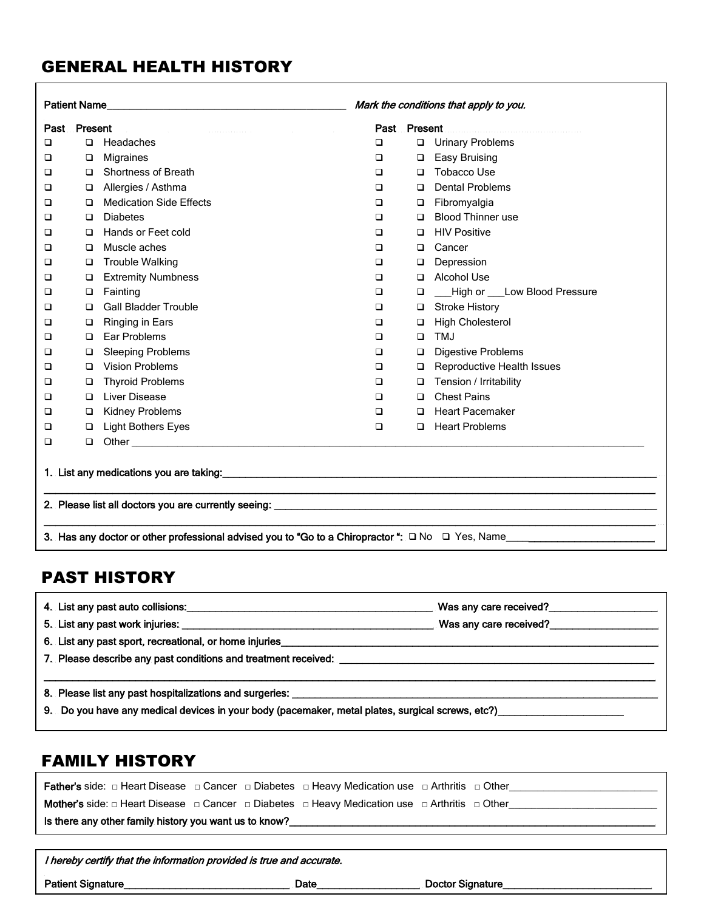# GENERAL HEALTH HISTORY

Patient Name________________________________________ *Mark the conditions that apply to you.*

| Past | Present | | Past | Present | |
|---|---|---|---|---|---|
| ❑ | ❑ | Headaches | ❑ | ❑ | Urinary Problems |
| ❑ | ❑ | Migraines | ❑ | ❑ | Easy Bruising |
| ❑ | ❑ | Shortness of Breath | ❑ | ❑ | Tobacco Use |
| ❑ | ❑ | Allergies / Asthma | ❑ | ❑ | Dental Problems |
| ❑ | ❑ | Medication Side Effects | ❑ | ❑ | Fibromyalgia |
| ❑ | ❑ | Diabetes | ❑ | ❑ | Blood Thinner use |
| ❑ | ❑ | Hands or Feet cold | ❑ | ❑ | HIV Positive |
| ❑ | ❑ | Muscle aches | ❑ | ❑ | Cancer |
| ❑ | ❑ | Trouble Walking | ❑ | ❑ | Depression |
| ❑ | ❑ | Extremity Numbness | ❑ | ❑ | Alcohol Use |
| ❑ | ❑ | Fainting | ❑ | ❑ | ___High or ___Low Blood Pressure |
| ❑ | ❑ | Gall Bladder Trouble | ❑ | ❑ | Stroke History |
| ❑ | ❑ | Ringing in Ears | ❑ | ❑ | High Cholesterol |
| ❑ | ❑ | Ear Problems | ❑ | ❑ | TMJ |
| ❑ | ❑ | Sleeping Problems | ❑ | ❑ | Digestive Problems |
| ❑ | ❑ | Vision Problems | ❑ | ❑ | Reproductive Health Issues |
| ❑ | ❑ | Thyroid Problems | ❑ | ❑ | Tension / Irritability |
| ❑ | ❑ | Liver Disease | ❑ | ❑ | Chest Pains |
| ❑ | ❑ | Kidney Problems | ❑ | ❑ | Heart Pacemaker |
| ❑ | ❑ | Light Bothers Eyes | ❑ | ❑ | Heart Problems |
| ❑ | ❑ | Other ________________________ | | | |

1. List any medications you are taking:________________________________________

________________________________________________________________________

2. Please list all doctors you are currently seeing: ________________________________

________________________________________________________________________

3. Has any doctor or other professional advised you to "Go to a Chiropractor ": ❑ No ❑ Yes, Name________________

# PAST HISTORY

4. List any past auto collisions:________________________ Was any care received?__________
5. List any past work injuries: ________________________ Was any care received?__________
6. List any past sport, recreational, or home injuries________________________________
7. Please describe any past conditions and treatment received: ________________________

________________________________________________________________________

8. Please list any past hospitalizations and surgeries: ______________________________
9. Do you have any medical devices in your body (pacemaker, metal plates, surgical screws, etc?)______________

# FAMILY HISTORY

**Father's** side: □ Heart Disease □ Cancer □ Diabetes □ Heavy Medication use □ Arthritis □ Other________________

**Mother's** side: □ Heart Disease □ Cancer □ Diabetes □ Heavy Medication use □ Arthritis □ Other________________

Is there any other family history you want us to know?________________________________

*I hereby certify that the information provided is true and accurate.*

Patient Signature____________________ Date______________ Doctor Signature____________________